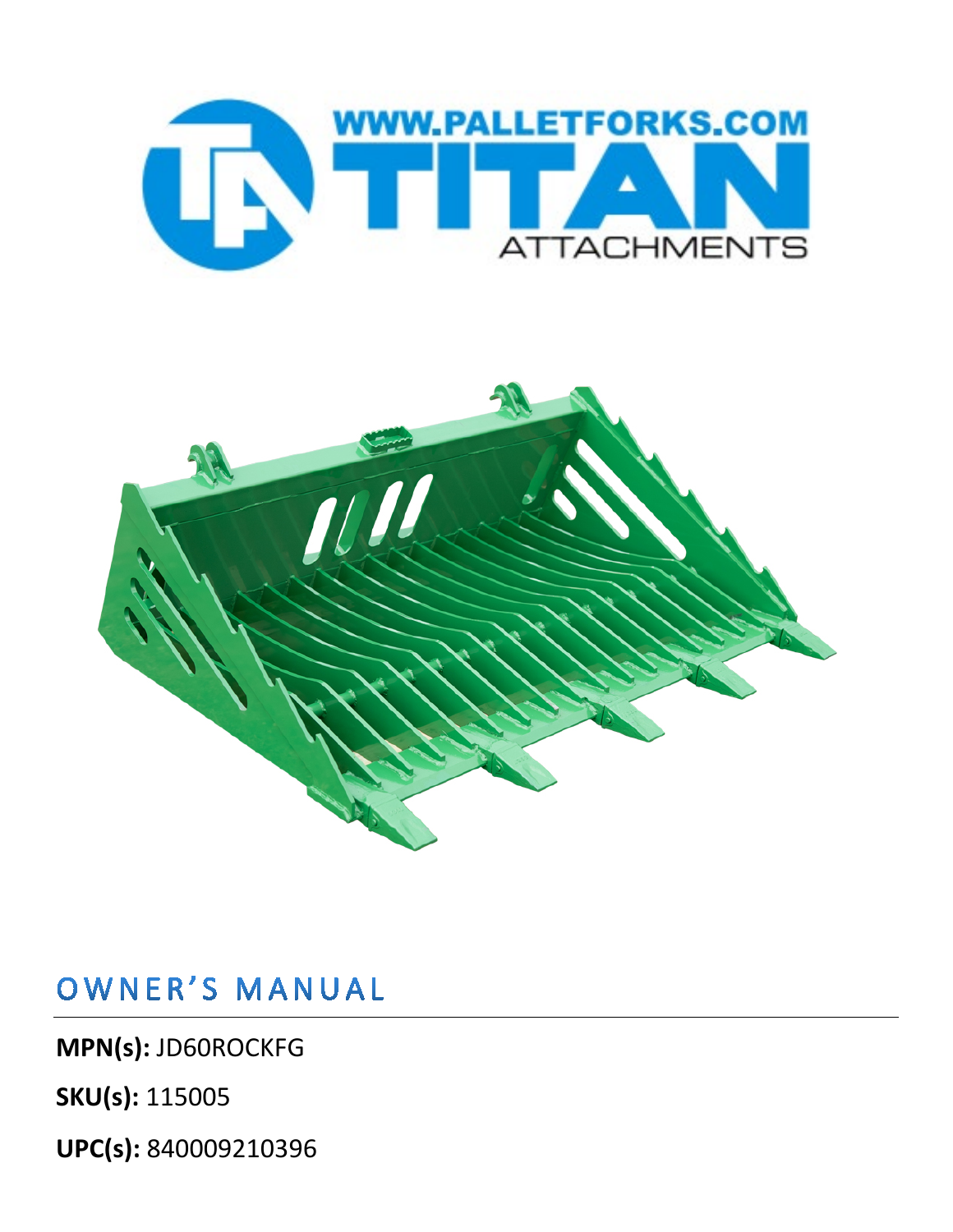WWW.PALLETFORKS.COM

TITAN

ATTACHMENTS

# OWNER'S MANUAL

**MPN(s):** JD60ROCKFG

**SKU(s):** 115005

**UPC(s):** 840009210396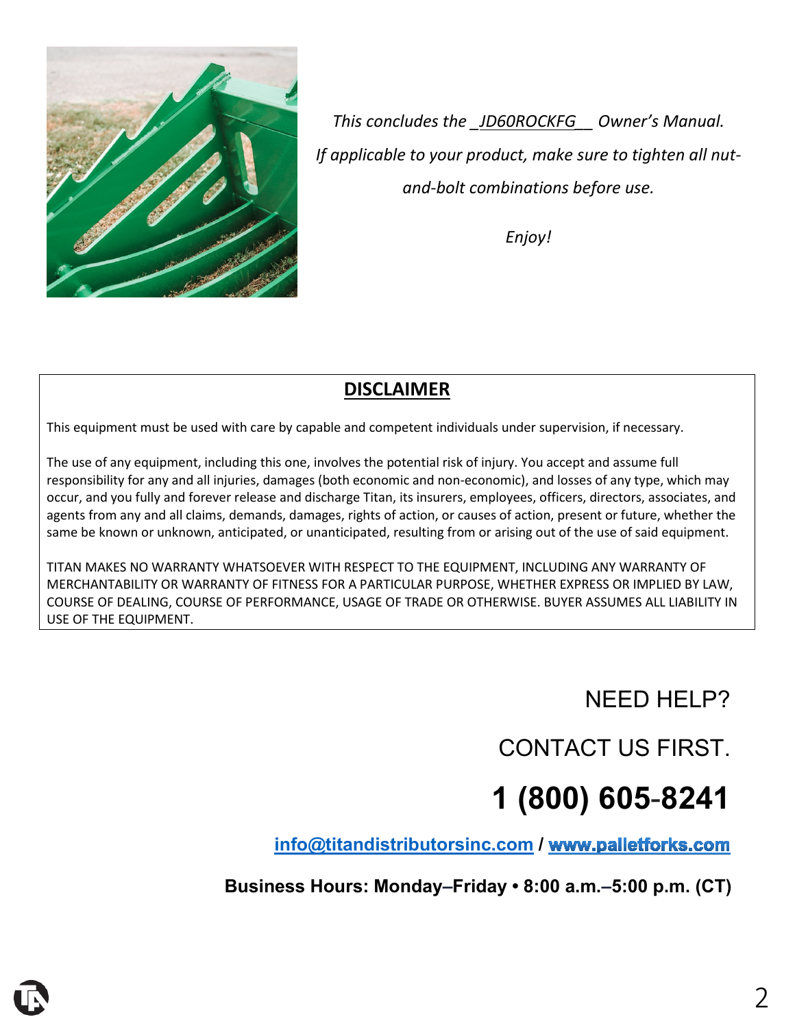*This concludes the _JD60ROCKFG__ Owner's Manual.*

*If applicable to your product, make sure to tighten all nut-and-bolt combinations before use.*

*Enjoy!*

## DISCLAIMER

This equipment must be used with care by capable and competent individuals under supervision, if necessary.

The use of any equipment, including this one, involves the potential risk of injury. You accept and assume full responsibility for any and all injuries, damages (both economic and non-economic), and losses of any type, which may occur, and you fully and forever release and discharge Titan, its insurers, employees, officers, directors, associates, and agents from any and all claims, demands, damages, rights of action, or causes of action, present or future, whether the same be known or unknown, anticipated, or unanticipated, resulting from or arising out of the use of said equipment.

TITAN MAKES NO WARRANTY WHATSOEVER WITH RESPECT TO THE EQUIPMENT, INCLUDING ANY WARRANTY OF MERCHANTABILITY OR WARRANTY OF FITNESS FOR A PARTICULAR PURPOSE, WHETHER EXPRESS OR IMPLIED BY LAW, COURSE OF DEALING, COURSE OF PERFORMANCE, USAGE OF TRADE OR OTHERWISE. BUYER ASSUMES ALL LIABILITY IN USE OF THE EQUIPMENT.

NEED HELP?

CONTACT US FIRST.

**1 (800) 605-8241**

**info@titandistributorsinc.com / www.palletforks.com**

**Business Hours: Monday–Friday • 8:00 a.m.–5:00 p.m. (CT)**